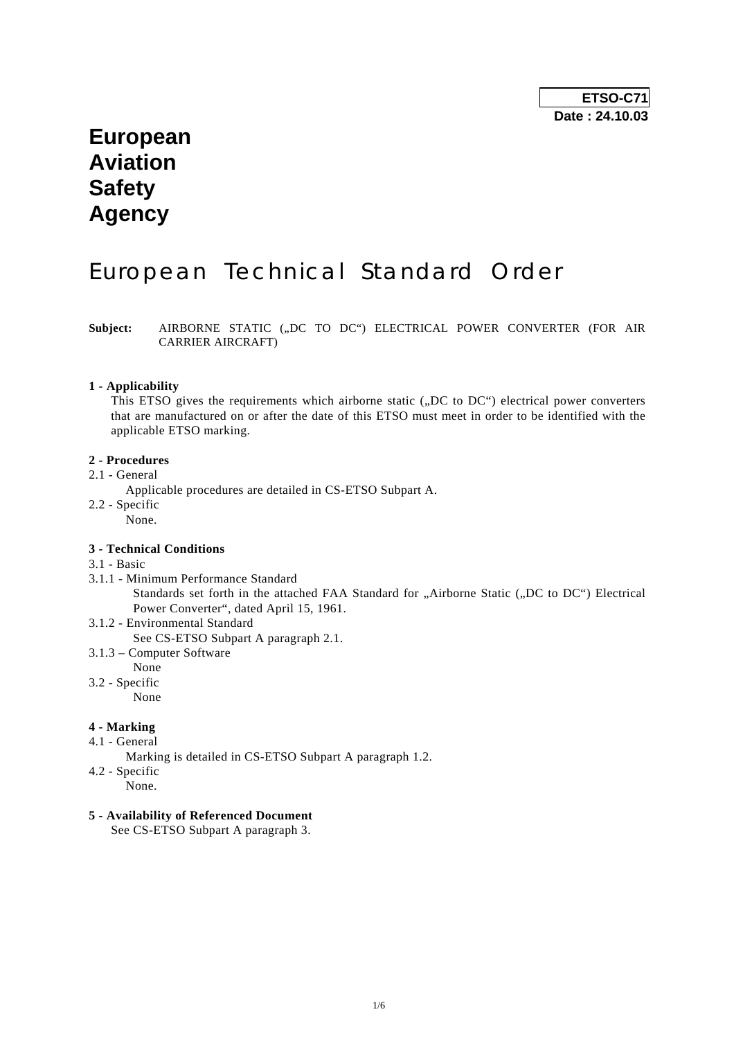**ETSO-C71**
**Date : 24.10.03**

# European Aviation Safety Agency

## European Technical Standard Order

**Subject:** AIRBORNE STATIC („DC TO DC“) ELECTRICAL POWER CONVERTER (FOR AIR CARRIER AIRCRAFT)

**1 - Applicability**

This ETSO gives the requirements which airborne static („DC to DC“) electrical power converters that are manufactured on or after the date of this ETSO must meet in order to be identified with the applicable ETSO marking.

**2 - Procedures**

2.1 - General

Applicable procedures are detailed in CS-ETSO Subpart A.

2.2 - Specific

None.

**3 - Technical Conditions**

3.1 - Basic

3.1.1 - Minimum Performance Standard

Standards set forth in the attached FAA Standard for „Airborne Static („DC to DC“) Electrical Power Converter“, dated April 15, 1961.

3.1.2 - Environmental Standard

See CS-ETSO Subpart A paragraph 2.1.

3.1.3 – Computer Software

None

3.2 - Specific

None

**4 - Marking**

4.1 - General

Marking is detailed in CS-ETSO Subpart A paragraph 1.2.

4.2 - Specific

None.

**5 - Availability of Referenced Document**

See CS-ETSO Subpart A paragraph 3.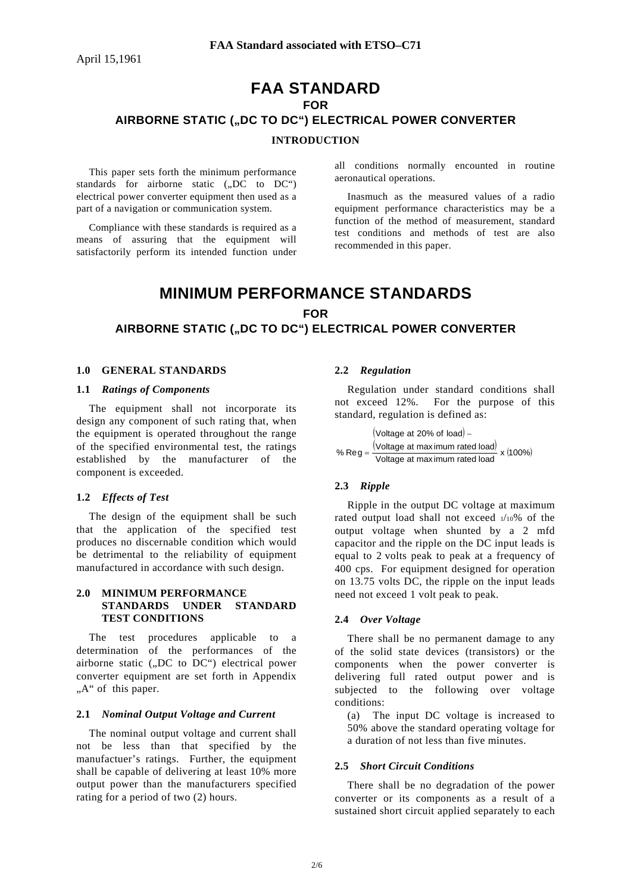April 15,1961

# FAA STANDARD
## FOR
## AIRBORNE STATIC („DC TO DC“) ELECTRICAL POWER CONVERTER

### INTRODUCTION

This paper sets forth the minimum performance standards for airborne static („DC to DC“) electrical power converter equipment then used as a part of a navigation or communication system.

Compliance with these standards is required as a means of assuring that the equipment will satisfactorily perform its intended function under all conditions normally encounted in routine aeronautical operations.

Inasmuch as the measured values of a radio equipment performance characteristics may be a function of the method of measurement, standard test conditions and methods of test are also recommended in this paper.

# MINIMUM PERFORMANCE STANDARDS
## FOR
## AIRBORNE STATIC („DC TO DC“) ELECTRICAL POWER CONVERTER

### 1.0 GENERAL STANDARDS

#### 1.1 *Ratings of Components*

The equipment shall not incorporate its design any component of such rating that, when the equipment is operated throughout the range of the specified environmental test, the ratings established by the manufacturer of the component is exceeded.

#### 1.2 *Effects of Test*

The design of the equipment shall be such that the application of the specified test produces no discernable condition which would be detrimental to the reliability of equipment manufactured in accordance with such design.

### 2.0 MINIMUM PERFORMANCE STANDARDS UNDER STANDARD TEST CONDITIONS

The test procedures applicable to a determination of the performances of the airborne static („DC to DC“) electrical power converter equipment are set forth in Appendix „A“ of this paper.

#### 2.1 *Nominal Output Voltage and Current*

The nominal output voltage and current shall not be less than that specified by the manufactuer's ratings. Further, the equipment shall be capable of delivering at least 10% more output power than the manufacturers specified rating for a period of two (2) hours.

#### 2.2 *Regulation*

Regulation under standard conditions shall not exceed 12%. For the purpose of this standard, regulation is defined as:

$$\% \text{ Reg} = \frac{(\text{Voltage at 20\% of load}) - (\text{Voltage at maximum rated load})}{\text{Voltage at maximum rated load}} \times (100\%)$$

#### 2.3 *Ripple*

Ripple in the output DC voltage at maximum rated output load shall not exceed $1/10$% of the output voltage when shunted by a 2 mfd capacitor and the ripple on the DC input leads is equal to 2 volts peak to peak at a frequency of 400 cps. For equipment designed for operation on 13.75 volts DC, the ripple on the input leads need not exceed 1 volt peak to peak.

#### 2.4 *Over Voltage*

There shall be no permanent damage to any of the solid state devices (transistors) or the components when the power converter is delivering full rated output power and is subjected to the following over voltage conditions:

(a) The input DC voltage is increased to 50% above the standard operating voltage for a duration of not less than five minutes.

#### 2.5 *Short Circuit Conditions*

There shall be no degradation of the power converter or its components as a result of a sustained short circuit applied separately to each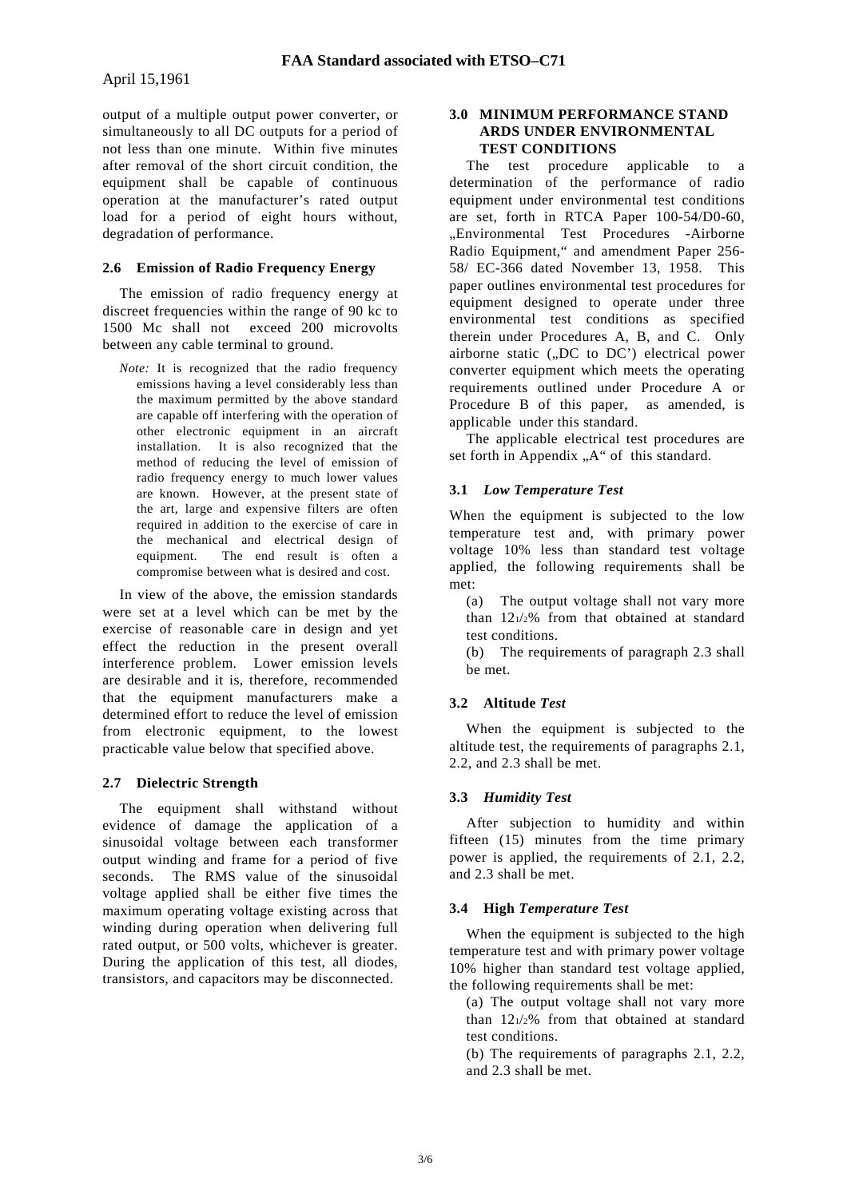output of a multiple output power converter, or simultaneously to all DC outputs for a period of not less than one minute. Within five minutes after removal of the short circuit condition, the equipment shall be capable of continuous operation at the manufacturer's rated output load for a period of eight hours without, degradation of performance.

### 2.6 Emission of Radio Frequency Energy

The emission of radio frequency energy at discreet frequencies within the range of 90 kc to 1500 Mc shall not exceed 200 microvolts between any cable terminal to ground.

*Note:* It is recognized that the radio frequency emissions having a level considerably less than the maximum permitted by the above standard are capable off interfering with the operation of other electronic equipment in an aircraft installation. It is also recognized that the method of reducing the level of emission of radio frequency energy to much lower values are known. However, at the present state of the art, large and expensive filters are often required in addition to the exercise of care in the mechanical and electrical design of equipment. The end result is often a compromise between what is desired and cost.

In view of the above, the emission standards were set at a level which can be met by the exercise of reasonable care in design and yet effect the reduction in the present overall interference problem. Lower emission levels are desirable and it is, therefore, recommended that the equipment manufacturers make a determined effort to reduce the level of emission from electronic equipment, to the lowest practicable value below that specified above.

### 2.7 Dielectric Strength

The equipment shall withstand without evidence of damage the application of a sinusoidal voltage between each transformer output winding and frame for a period of five seconds. The RMS value of the sinusoidal voltage applied shall be either five times the maximum operating voltage existing across that winding during operation when delivering full rated output, or 500 volts, whichever is greater. During the application of this test, all diodes, transistors, and capacitors may be disconnected.

## 3.0 MINIMUM PERFORMANCE STAND ARDS UNDER ENVIRONMENTAL TEST CONDITIONS

The test procedure applicable to a determination of the performance of radio equipment under environmental test conditions are set, forth in RTCA Paper 100-54/D0-60, „Environmental Test Procedures -Airborne Radio Equipment," and amendment Paper 256-58/ EC-366 dated November 13, 1958. This paper outlines environmental test procedures for equipment designed to operate under three environmental test conditions as specified therein under Procedures A, B, and C. Only airborne static („DC to DC') electrical power converter equipment which meets the operating requirements outlined under Procedure A or Procedure B of this paper, as amended, is applicable under this standard.

The applicable electrical test procedures are set forth in Appendix „A" of this standard.

### 3.1 *Low Temperature Test*

When the equipment is subjected to the low temperature test and, with primary power voltage 10% less than standard test voltage applied, the following requirements shall be met:

(a) The output voltage shall not vary more than 12 1/2% from that obtained at standard test conditions.

(b) The requirements of paragraph 2.3 shall be met.

### 3.2 Altitude *Test*

When the equipment is subjected to the altitude test, the requirements of paragraphs 2.1, 2.2, and 2.3 shall be met.

### 3.3 *Humidity Test*

After subjection to humidity and within fifteen (15) minutes from the time primary power is applied, the requirements of 2.1, 2.2, and 2.3 shall be met.

### 3.4 High *Temperature Test*

When the equipment is subjected to the high temperature test and with primary power voltage 10% higher than standard test voltage applied, the following requirements shall be met:

(a) The output voltage shall not vary more than 12 1/2% from that obtained at standard test conditions.

(b) The requirements of paragraphs 2.1, 2.2, and 2.3 shall be met.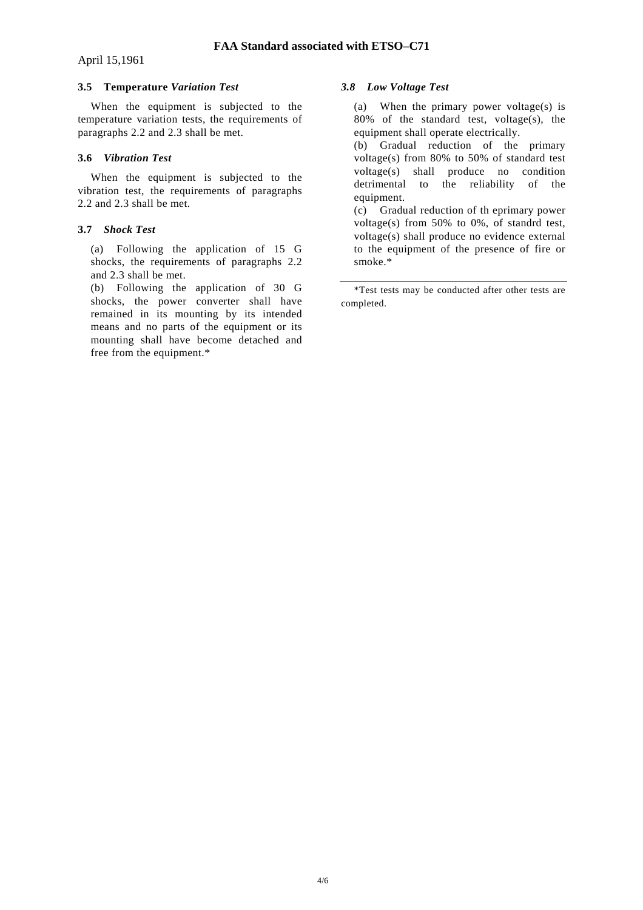### 3.5 Temperature *Variation Test*

When the equipment is subjected to the temperature variation tests, the requirements of paragraphs 2.2 and 2.3 shall be met.

### 3.6 *Vibration Test*

When the equipment is subjected to the vibration test, the requirements of paragraphs 2.2 and 2.3 shall be met.

### 3.7 *Shock Test*

(a) Following the application of 15 G shocks, the requirements of paragraphs 2.2 and 2.3 shall be met.

(b) Following the application of 30 G shocks, the power converter shall have remained in its mounting by its intended means and no parts of the equipment or its mounting shall have become detached and free from the equipment.*

### *3.8 Low Voltage Test*

(a) When the primary power voltage(s) is 80% of the standard test, voltage(s), the equipment shall operate electrically.

(b) Gradual reduction of the primary voltage(s) from 80% to 50% of standard test voltage(s) shall produce no condition detrimental to the reliability of the equipment.

(c) Gradual reduction of th eprimary power voltage(s) from 50% to 0%, of standrd test, voltage(s) shall produce no evidence external to the equipment of the presence of fire or smoke.*

---

*Test tests may be conducted after other tests are completed.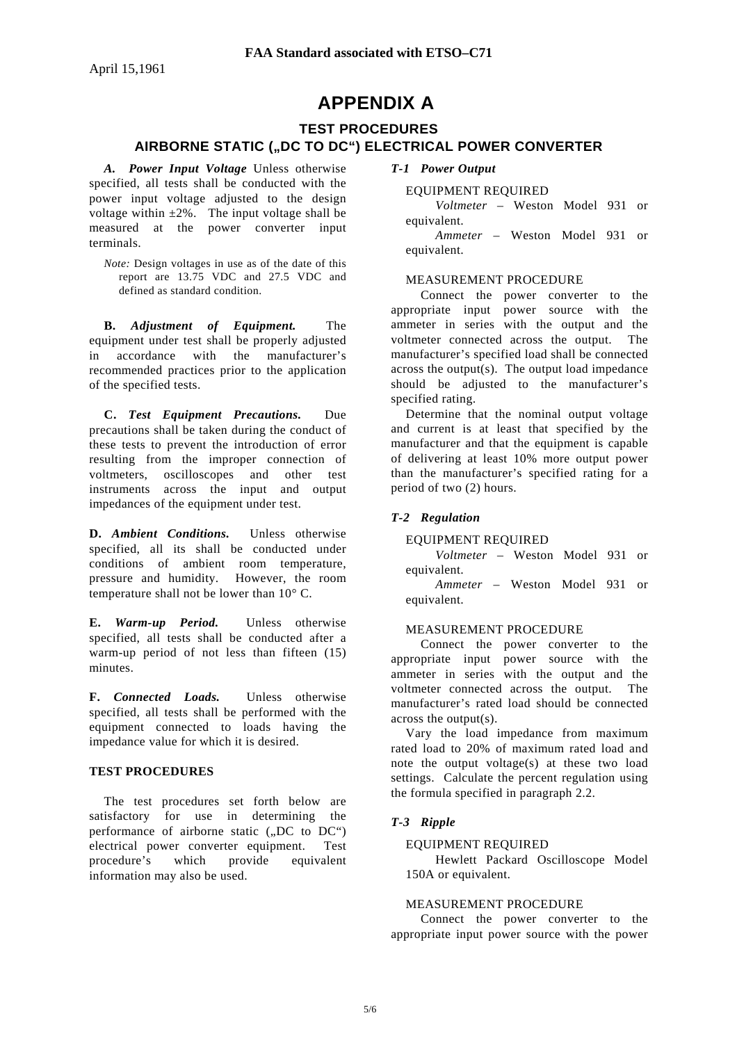# APPENDIX A

## TEST PROCEDURES

## AIRBORNE STATIC („DC TO DC“) ELECTRICAL POWER CONVERTER

***A. Power Input Voltage*** Unless otherwise specified, all tests shall be conducted with the power input voltage adjusted to the design voltage within ±2%. The input voltage shall be measured at the power converter input terminals.

*Note:* Design voltages in use as of the date of this report are 13.75 VDC and 27.5 VDC and defined as standard condition.

**B.** ***Adjustment of Equipment.*** The equipment under test shall be properly adjusted in accordance with the manufacturer's recommended practices prior to the application of the specified tests.

**C.** ***Test Equipment Precautions.*** Due precautions shall be taken during the conduct of these tests to prevent the introduction of error resulting from the improper connection of voltmeters, oscilloscopes and other test instruments across the input and output impedances of the equipment under test.

**D.** ***Ambient Conditions.*** Unless otherwise specified, all its shall be conducted under conditions of ambient room temperature, pressure and humidity. However, the room temperature shall not be lower than 10° C.

**E.** ***Warm-up Period.*** Unless otherwise specified, all tests shall be conducted after a warm-up period of not less than fifteen (15) minutes.

**F.** ***Connected Loads.*** Unless otherwise specified, all tests shall be performed with the equipment connected to loads having the impedance value for which it is desired.

### TEST PROCEDURES

The test procedures set forth below are satisfactory for use in determining the performance of airborne static („DC to DC“) electrical power converter equipment. Test procedure's which provide equivalent information may also be used.

### *T-1 Power Output*

EQUIPMENT REQUIRED

*Voltmeter* – Weston Model 931 or equivalent.

*Ammeter* – Weston Model 931 or equivalent.

MEASUREMENT PROCEDURE

Connect the power converter to the appropriate input power source with the ammeter in series with the output and the voltmeter connected across the output. The manufacturer's specified load shall be connected across the output(s). The output load impedance should be adjusted to the manufacturer's specified rating.

Determine that the nominal output voltage and current is at least that specified by the manufacturer and that the equipment is capable of delivering at least 10% more output power than the manufacturer's specified rating for a period of two (2) hours.

### *T-2 Regulation*

EQUIPMENT REQUIRED

*Voltmeter* – Weston Model 931 or equivalent.

*Ammeter* – Weston Model 931 or equivalent.

MEASUREMENT PROCEDURE

Connect the power converter to the appropriate input power source with the ammeter in series with the output and the voltmeter connected across the output. The manufacturer's rated load should be connected across the output(s).

Vary the load impedance from maximum rated load to 20% of maximum rated load and note the output voltage(s) at these two load settings. Calculate the percent regulation using the formula specified in paragraph 2.2.

### *T-3 Ripple*

EQUIPMENT REQUIRED

Hewlett Packard Oscilloscope Model 150A or equivalent.

MEASUREMENT PROCEDURE

Connect the power converter to the appropriate input power source with the power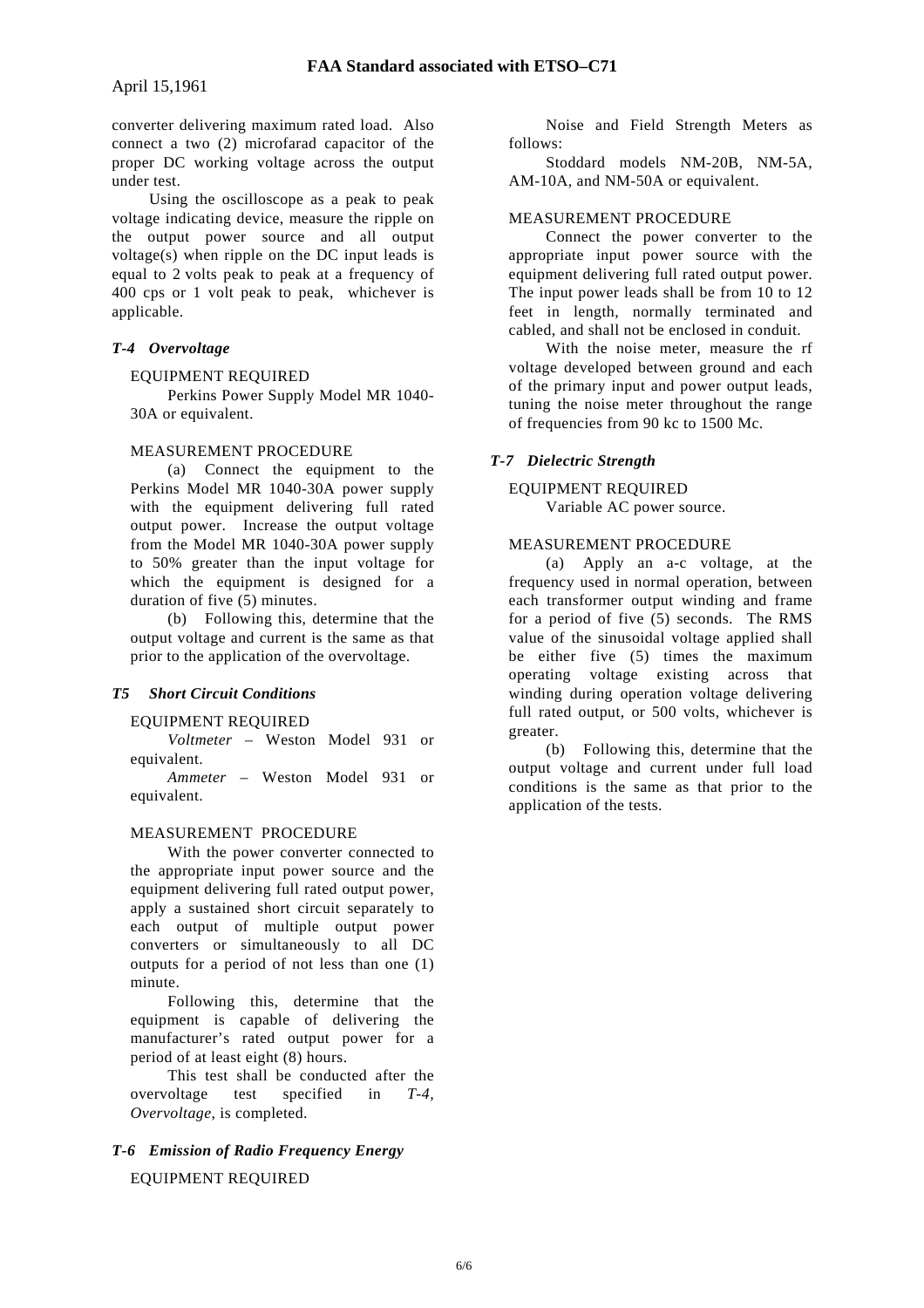converter delivering maximum rated load. Also connect a two (2) microfarad capacitor of the proper DC working voltage across the output under test.

Using the oscilloscope as a peak to peak voltage indicating device, measure the ripple on the output power source and all output voltage(s) when ripple on the DC input leads is equal to 2 volts peak to peak at a frequency of 400 cps or 1 volt peak to peak, whichever is applicable.

### *T-4 Overvoltage*

EQUIPMENT REQUIRED

Perkins Power Supply Model MR 1040-30A or equivalent.

MEASUREMENT PROCEDURE

(a) Connect the equipment to the Perkins Model MR 1040-30A power supply with the equipment delivering full rated output power. Increase the output voltage from the Model MR 1040-30A power supply to 50% greater than the input voltage for which the equipment is designed for a duration of five (5) minutes.

(b) Following this, determine that the output voltage and current is the same as that prior to the application of the overvoltage.

### *T5 Short Circuit Conditions*

EQUIPMENT REQUIRED

*Voltmeter* – Weston Model 931 or equivalent.

*Ammeter* – Weston Model 931 or equivalent.

MEASUREMENT PROCEDURE

With the power converter connected to the appropriate input power source and the equipment delivering full rated output power, apply a sustained short circuit separately to each output of multiple output power converters or simultaneously to all DC outputs for a period of not less than one (1) minute.

Following this, determine that the equipment is capable of delivering the manufacturer's rated output power for a period of at least eight (8) hours.

This test shall be conducted after the overvoltage test specified in *T-4, Overvoltage,* is completed.

### *T-6 Emission of Radio Frequency Energy*

EQUIPMENT REQUIRED

Noise and Field Strength Meters as follows:

Stoddard models NM-20B, NM-5A, AM-10A, and NM-50A or equivalent.

MEASUREMENT PROCEDURE

Connect the power converter to the appropriate input power source with the equipment delivering full rated output power. The input power leads shall be from 10 to 12 feet in length, normally terminated and cabled, and shall not be enclosed in conduit.

With the noise meter, measure the rf voltage developed between ground and each of the primary input and power output leads, tuning the noise meter throughout the range of frequencies from 90 kc to 1500 Mc.

### *T-7 Dielectric Strength*

EQUIPMENT REQUIRED

Variable AC power source.

MEASUREMENT PROCEDURE

(a) Apply an a-c voltage, at the frequency used in normal operation, between each transformer output winding and frame for a period of five (5) seconds. The RMS value of the sinusoidal voltage applied shall be either five (5) times the maximum operating voltage existing across that winding during operation voltage delivering full rated output, or 500 volts, whichever is greater.

(b) Following this, determine that the output voltage and current under full load conditions is the same as that prior to the application of the tests.